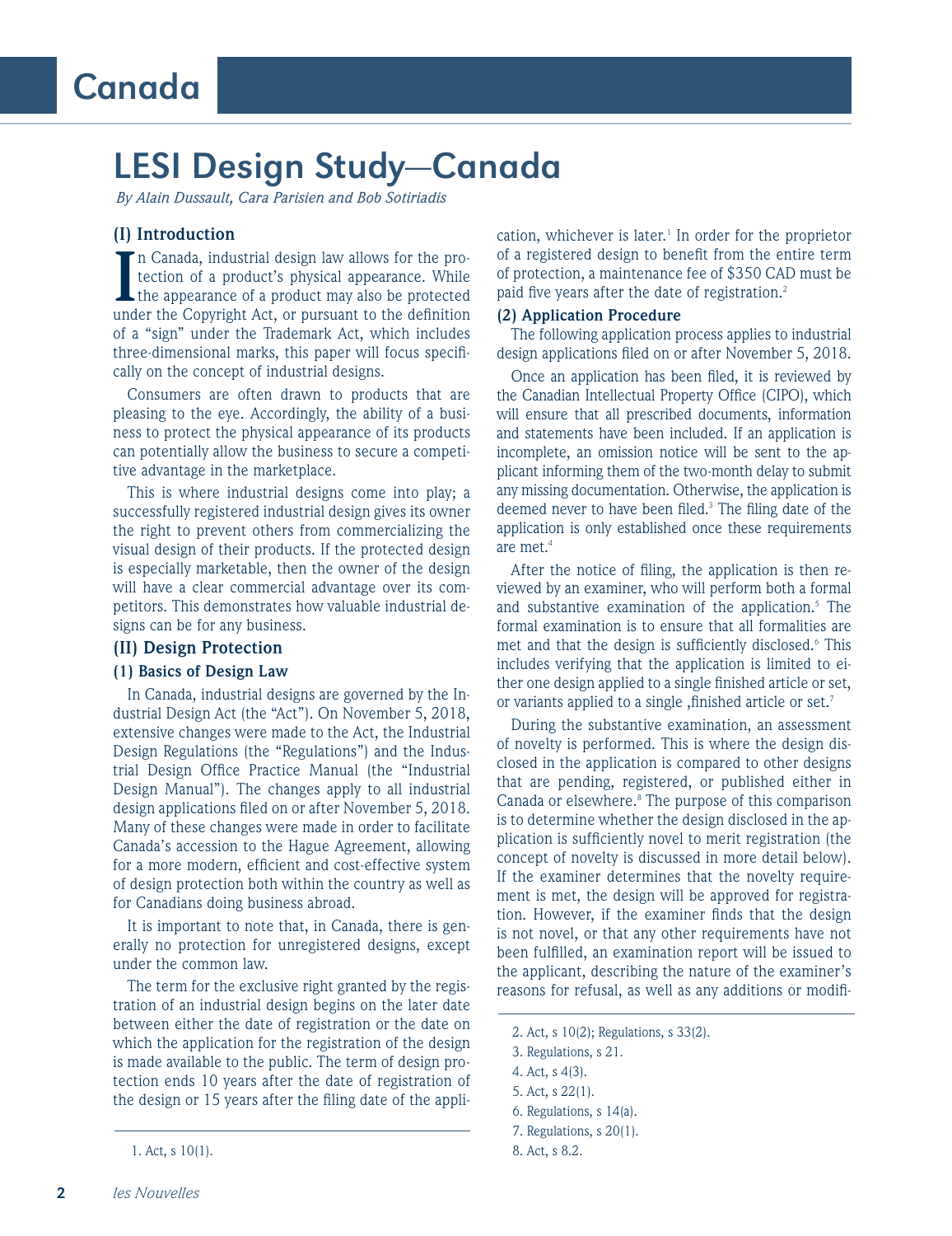# LESI Design Study—Canada

*By Alain Dussault, Cara Parisien and Bob Sotiriadis*

## (I) Introduction

In Canada, industrial design law allows for the protection of a product's physical appearance. While the appearance of a product may also be protected under the Copyright Act, or pursuant to the definition of a "sign" under the Trademark Act, which includes three-dimensional marks, this paper will focus specifically on the concept of industrial designs.

Consumers are often drawn to products that are pleasing to the eye. Accordingly, the ability of a business to protect the physical appearance of its products can potentially allow the business to secure a competitive advantage in the marketplace.

This is where industrial designs come into play; a successfully registered industrial design gives its owner the right to prevent others from commercializing the visual design of their products. If the protected design is especially marketable, then the owner of the design will have a clear commercial advantage over its competitors. This demonstrates how valuable industrial designs can be for any business.

## (II) Design Protection

### (1) Basics of Design Law

In Canada, industrial designs are governed by the Industrial Design Act (the "Act"). On November 5, 2018, extensive changes were made to the Act, the Industrial Design Regulations (the "Regulations") and the Industrial Design Office Practice Manual (the "Industrial Design Manual"). The changes apply to all industrial design applications filed on or after November 5, 2018. Many of these changes were made in order to facilitate Canada's accession to the Hague Agreement, allowing for a more modern, efficient and cost-effective system of design protection both within the country as well as for Canadians doing business abroad.

It is important to note that, in Canada, there is generally no protection for unregistered designs, except under the common law.

The term for the exclusive right granted by the registration of an industrial design begins on the later date between either the date of registration or the date on which the application for the registration of the design is made available to the public. The term of design protection ends 10 years after the date of registration of the design or 15 years after the filing date of the application, whichever is later.[1] In order for the proprietor of a registered design to benefit from the entire term of protection, a maintenance fee of $350 CAD must be paid five years after the date of registration.[2]

### (2) Application Procedure

The following application process applies to industrial design applications filed on or after November 5, 2018.

Once an application has been filed, it is reviewed by the Canadian Intellectual Property Office (CIPO), which will ensure that all prescribed documents, information and statements have been included. If an application is incomplete, an omission notice will be sent to the applicant informing them of the two-month delay to submit any missing documentation. Otherwise, the application is deemed never to have been filed.[3] The filing date of the application is only established once these requirements are met.[4]

After the notice of filing, the application is then reviewed by an examiner, who will perform both a formal and substantive examination of the application.[5] The formal examination is to ensure that all formalities are met and that the design is sufficiently disclosed.[6] This includes verifying that the application is limited to either one design applied to a single finished article or set, or variants applied to a single ,finished article or set.[7]

During the substantive examination, an assessment of novelty is performed. This is where the design disclosed in the application is compared to other designs that are pending, registered, or published either in Canada or elsewhere.[8] The purpose of this comparison is to determine whether the design disclosed in the application is sufficiently novel to merit registration (the concept of novelty is discussed in more detail below). If the examiner determines that the novelty requirement is met, the design will be approved for registration. However, if the examiner finds that the design is not novel, or that any other requirements have not been fulfilled, an examination report will be issued to the applicant, describing the nature of the examiner's reasons for refusal, as well as any additions or modifi-

---

1. Act, s 10(1).
2. Act, s 10(2); Regulations, s 33(2).
3. Regulations, s 21.
4. Act, s 4(3).
5. Act, s 22(1).
6. Regulations, s 14(a).
7. Regulations, s 20(1).
8. Act, s 8.2.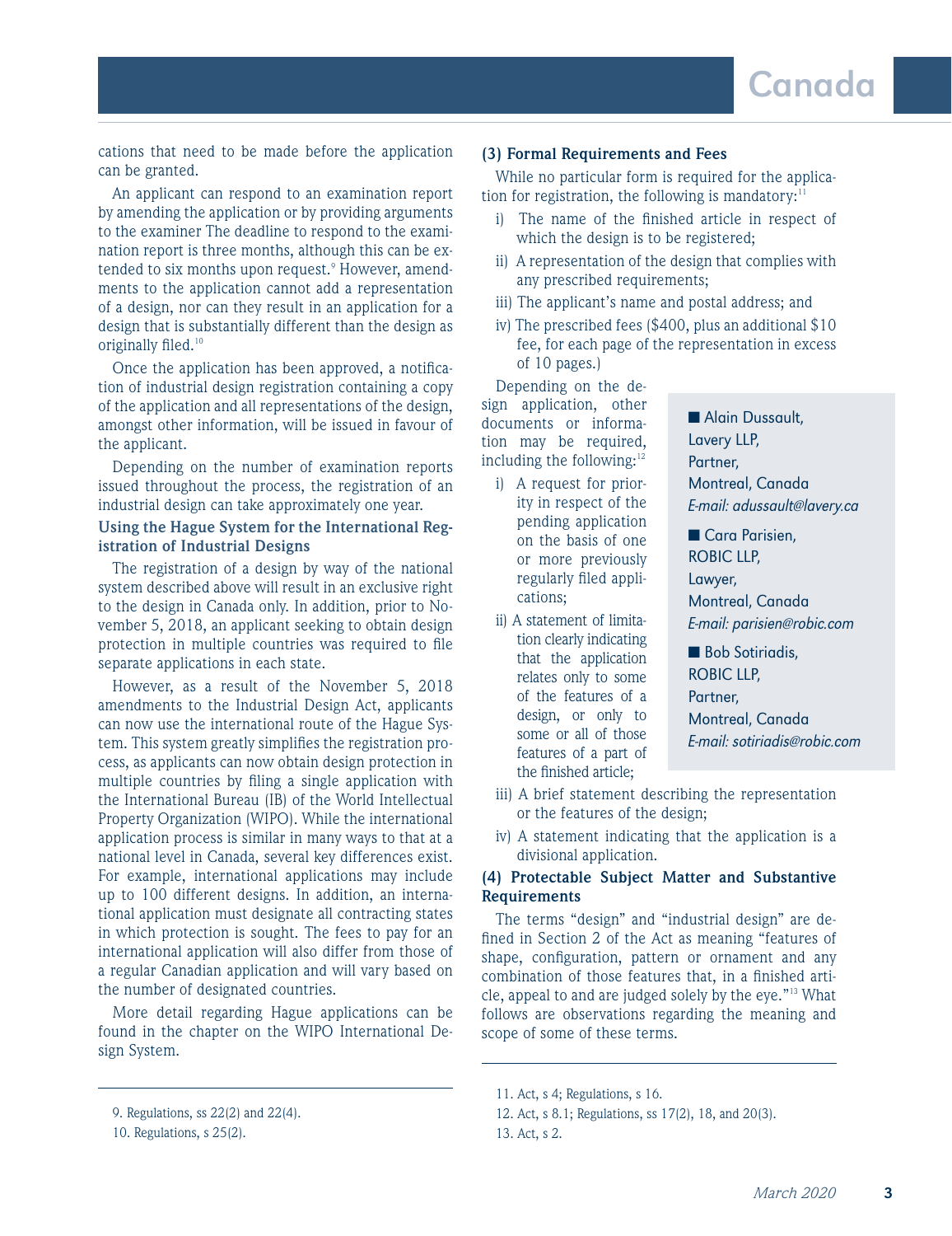cations that need to be made before the application can be granted.

An applicant can respond to an examination report by amending the application or by providing arguments to the examiner The deadline to respond to the examination report is three months, although this can be extended to six months upon request.[9] However, amendments to the application cannot add a representation of a design, nor can they result in an application for a design that is substantially different than the design as originally filed.[10]

Once the application has been approved, a notification of industrial design registration containing a copy of the application and all representations of the design, amongst other information, will be issued in favour of the applicant.

Depending on the number of examination reports issued throughout the process, the registration of an industrial design can take approximately one year.

### Using the Hague System for the International Registration of Industrial Designs

The registration of a design by way of the national system described above will result in an exclusive right to the design in Canada only. In addition, prior to November 5, 2018, an applicant seeking to obtain design protection in multiple countries was required to file separate applications in each state.

However, as a result of the November 5, 2018 amendments to the Industrial Design Act, applicants can now use the international route of the Hague System. This system greatly simplifies the registration process, as applicants can now obtain design protection in multiple countries by filing a single application with the International Bureau (IB) of the World Intellectual Property Organization (WIPO). While the international application process is similar in many ways to that at a national level in Canada, several key differences exist. For example, international applications may include up to 100 different designs. In addition, an international application must designate all contracting states in which protection is sought. The fees to pay for an international application will also differ from those of a regular Canadian application and will vary based on the number of designated countries.

More detail regarding Hague applications can be found in the chapter on the WIPO International Design System.

### (3) Formal Requirements and Fees

While no particular form is required for the application for registration, the following is mandatory:[11]

i) The name of the finished article in respect of which the design is to be registered;

ii) A representation of the design that complies with any prescribed requirements;

iii) The applicant's name and postal address; and

iv) The prescribed fees ($400, plus an additional $10 fee, for each page of the representation in excess of 10 pages.)

Depending on the design application, other documents or information may be required, including the following:[12]

i) A request for priority in respect of the pending application on the basis of one or more previously regularly filed applications;

ii) A statement of limitation clearly indicating that the application relates only to some of the features of a design, or only to some or all of those features of a part of the finished article;

iii) A brief statement describing the representation or the features of the design;

iv) A statement indicating that the application is a divisional application.

> ■ Alain Dussault,
> Lavery LLP,
> Partner,
> Montreal, Canada
> *E-mail: adussault@lavery.ca*
>
> ■ Cara Parisien,
> ROBIC LLP,
> Lawyer,
> Montreal, Canada
> *E-mail: parisien@robic.com*
>
> ■ Bob Sotiriadis,
> ROBIC LLP,
> Partner,
> Montreal, Canada
> *E-mail: sotiriadis@robic.com*

### (4) Protectable Subject Matter and Substantive Requirements

The terms "design" and "industrial design" are defined in Section 2 of the Act as meaning "features of shape, configuration, pattern or ornament and any combination of those features that, in a finished article, appeal to and are judged solely by the eye."[13] What follows are observations regarding the meaning and scope of some of these terms.

---

9. Regulations, ss 22(2) and 22(4).
10. Regulations, s 25(2).
11. Act, s 4; Regulations, s 16.
12. Act, s 8.1; Regulations, ss 17(2), 18, and 20(3).
13. Act, s 2.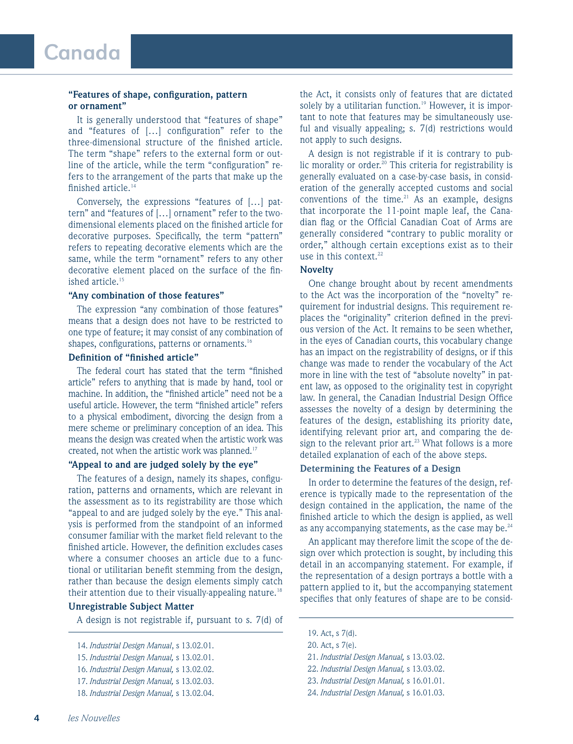### "Features of shape, configuration, pattern or ornament"

It is generally understood that "features of shape" and "features of [...] configuration" refer to the three-dimensional structure of the finished article. The term "shape" refers to the external form or outline of the article, while the term "configuration" refers to the arrangement of the parts that make up the finished article.[14]

Conversely, the expressions "features of [...] pattern" and "features of [...] ornament" refer to the two-dimensional elements placed on the finished article for decorative purposes. Specifically, the term "pattern" refers to repeating decorative elements which are the same, while the term "ornament" refers to any other decorative element placed on the surface of the finished article.[15]

### "Any combination of those features"

The expression "any combination of those features" means that a design does not have to be restricted to one type of feature; it may consist of any combination of shapes, configurations, patterns or ornaments.[16]

### Definition of "finished article"

The federal court has stated that the term "finished article" refers to anything that is made by hand, tool or machine. In addition, the "finished article" need not be a useful article. However, the term "finished article" refers to a physical embodiment, divorcing the design from a mere scheme or preliminary conception of an idea. This means the design was created when the artistic work was created, not when the artistic work was planned.[17]

### "Appeal to and are judged solely by the eye"

The features of a design, namely its shapes, configuration, patterns and ornaments, which are relevant in the assessment as to its registrability are those which "appeal to and are judged solely by the eye." This analysis is performed from the standpoint of an informed consumer familiar with the market field relevant to the finished article. However, the definition excludes cases where a consumer chooses an article due to a functional or utilitarian benefit stemming from the design, rather than because the design elements simply catch their attention due to their visually-appealing nature.[18]

### Unregistrable Subject Matter

A design is not registrable if, pursuant to s. 7(d) of the Act, it consists only of features that are dictated solely by a utilitarian function.[19] However, it is important to note that features may be simultaneously useful and visually appealing; s. 7(d) restrictions would not apply to such designs.

A design is not registrable if it is contrary to public morality or order.[20] This criteria for registrability is generally evaluated on a case-by-case basis, in consideration of the generally accepted customs and social conventions of the time.[21] As an example, designs that incorporate the 11-point maple leaf, the Canadian flag or the Official Canadian Coat of Arms are generally considered "contrary to public morality or order," although certain exceptions exist as to their use in this context.[22]

### Novelty

One change brought about by recent amendments to the Act was the incorporation of the "novelty" requirement for industrial designs. This requirement replaces the "originality" criterion defined in the previous version of the Act. It remains to be seen whether, in the eyes of Canadian courts, this vocabulary change has an impact on the registrability of designs, or if this change was made to render the vocabulary of the Act more in line with the test of "absolute novelty" in patent law, as opposed to the originality test in copyright law. In general, the Canadian Industrial Design Office assesses the novelty of a design by determining the features of the design, establishing its priority date, identifying relevant prior art, and comparing the design to the relevant prior art.[23] What follows is a more detailed explanation of each of the above steps.

#### Determining the Features of a Design

In order to determine the features of the design, reference is typically made to the representation of the design contained in the application, the name of the finished article to which the design is applied, as well as any accompanying statements, as the case may be.[24]

An applicant may therefore limit the scope of the design over which protection is sought, by including this detail in an accompanying statement. For example, if the representation of a design portrays a bottle with a pattern applied to it, but the accompanying statement specifies that only features of shape are to be consid-

---

14. *Industrial Design Manual*, s 13.02.01.
15. *Industrial Design Manual,* s 13.02.01.
16. *Industrial Design Manual,* s 13.02.02.
17. *Industrial Design Manual,* s 13.02.03.
18. *Industrial Design Manual,* s 13.02.04.
19. Act, s 7(d).
20. Act, s 7(e).
21. *Industrial Design Manual,* s 13.03.02.
22. *Industrial Design Manual,* s 13.03.02.
23. *Industrial Design Manual,* s 16.01.01.
24. *Industrial Design Manual,* s 16.01.03.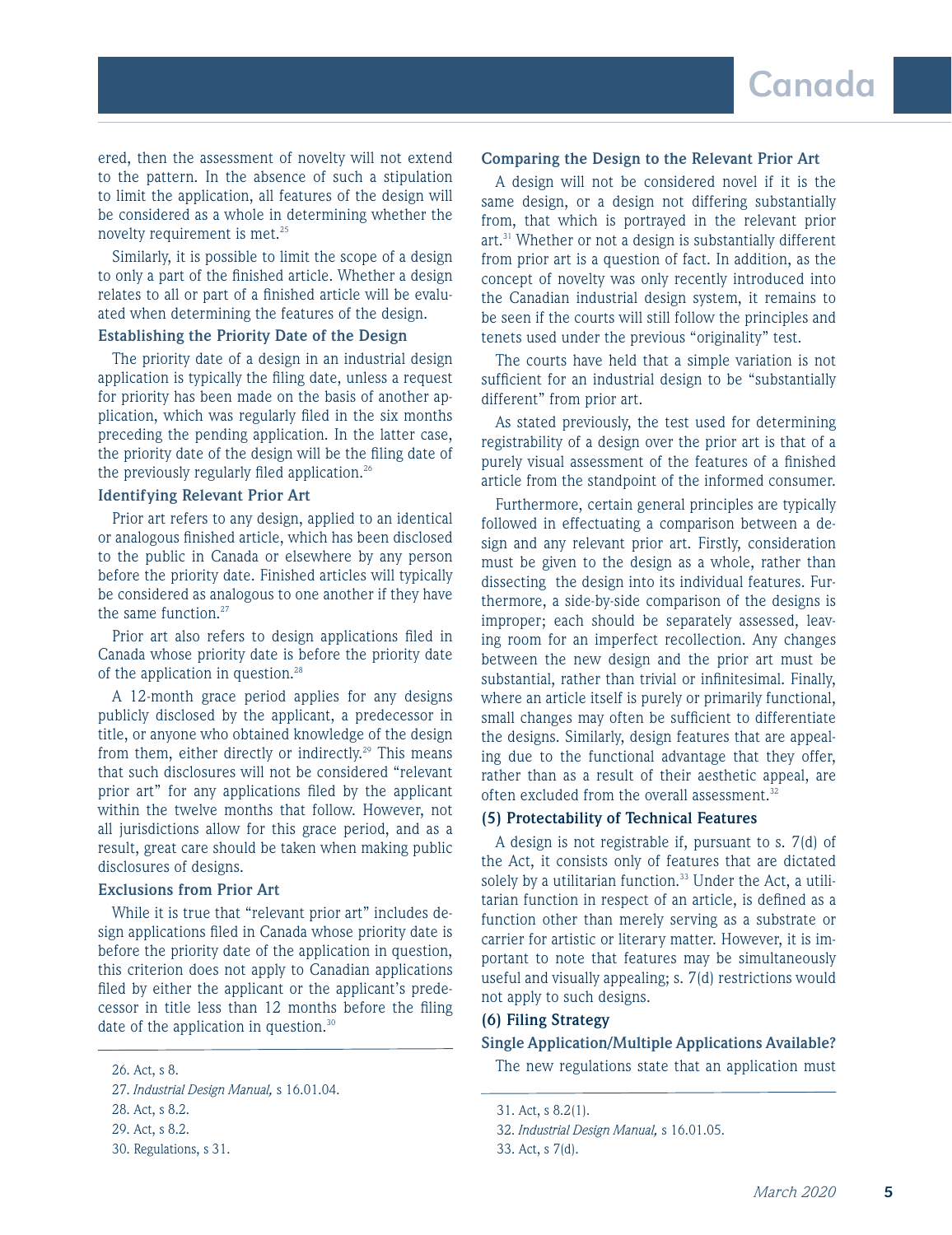ered, then the assessment of novelty will not extend to the pattern. In the absence of such a stipulation to limit the application, all features of the design will be considered as a whole in determining whether the novelty requirement is met.[25]

Similarly, it is possible to limit the scope of a design to only a part of the finished article. Whether a design relates to all or part of a finished article will be evaluated when determining the features of the design.

### Establishing the Priority Date of the Design

The priority date of a design in an industrial design application is typically the filing date, unless a request for priority has been made on the basis of another application, which was regularly filed in the six months preceding the pending application. In the latter case, the priority date of the design will be the filing date of the previously regularly filed application.[26]

### Identifying Relevant Prior Art

Prior art refers to any design, applied to an identical or analogous finished article, which has been disclosed to the public in Canada or elsewhere by any person before the priority date. Finished articles will typically be considered as analogous to one another if they have the same function.[27]

Prior art also refers to design applications filed in Canada whose priority date is before the priority date of the application in question.[28]

A 12-month grace period applies for any designs publicly disclosed by the applicant, a predecessor in title, or anyone who obtained knowledge of the design from them, either directly or indirectly.[29] This means that such disclosures will not be considered "relevant prior art" for any applications filed by the applicant within the twelve months that follow. However, not all jurisdictions allow for this grace period, and as a result, great care should be taken when making public disclosures of designs.

### Exclusions from Prior Art

While it is true that "relevant prior art" includes design applications filed in Canada whose priority date is before the priority date of the application in question, this criterion does not apply to Canadian applications filed by either the applicant or the applicant's predecessor in title less than 12 months before the filing date of the application in question.[30]

26. Act, s 8.

27. *Industrial Design Manual,* s 16.01.04.

28. Act, s 8.2.

29. Act, s 8.2.

30. Regulations, s 31.

### Comparing the Design to the Relevant Prior Art

A design will not be considered novel if it is the same design, or a design not differing substantially from, that which is portrayed in the relevant prior art.[31] Whether or not a design is substantially different from prior art is a question of fact. In addition, as the concept of novelty was only recently introduced into the Canadian industrial design system, it remains to be seen if the courts will still follow the principles and tenets used under the previous "originality" test.

The courts have held that a simple variation is not sufficient for an industrial design to be "substantially different" from prior art.

As stated previously, the test used for determining registrability of a design over the prior art is that of a purely visual assessment of the features of a finished article from the standpoint of the informed consumer.

Furthermore, certain general principles are typically followed in effectuating a comparison between a design and any relevant prior art. Firstly, consideration must be given to the design as a whole, rather than dissecting the design into its individual features. Furthermore, a side-by-side comparison of the designs is improper; each should be separately assessed, leaving room for an imperfect recollection. Any changes between the new design and the prior art must be substantial, rather than trivial or infinitesimal. Finally, where an article itself is purely or primarily functional, small changes may often be sufficient to differentiate the designs. Similarly, design features that are appealing due to the functional advantage that they offer, rather than as a result of their aesthetic appeal, are often excluded from the overall assessment.[32]

## (5) Protectability of Technical Features

A design is not registrable if, pursuant to s. 7(d) of the Act, it consists only of features that are dictated solely by a utilitarian function.[33] Under the Act, a utilitarian function in respect of an article, is defined as a function other than merely serving as a substrate or carrier for artistic or literary matter. However, it is important to note that features may be simultaneously useful and visually appealing; s. 7(d) restrictions would not apply to such designs.

## (6) Filing Strategy

### Single Application/Multiple Applications Available?

The new regulations state that an application must

31. Act, s 8.2(1).

32. *Industrial Design Manual,* s 16.01.05.

33. Act, s 7(d).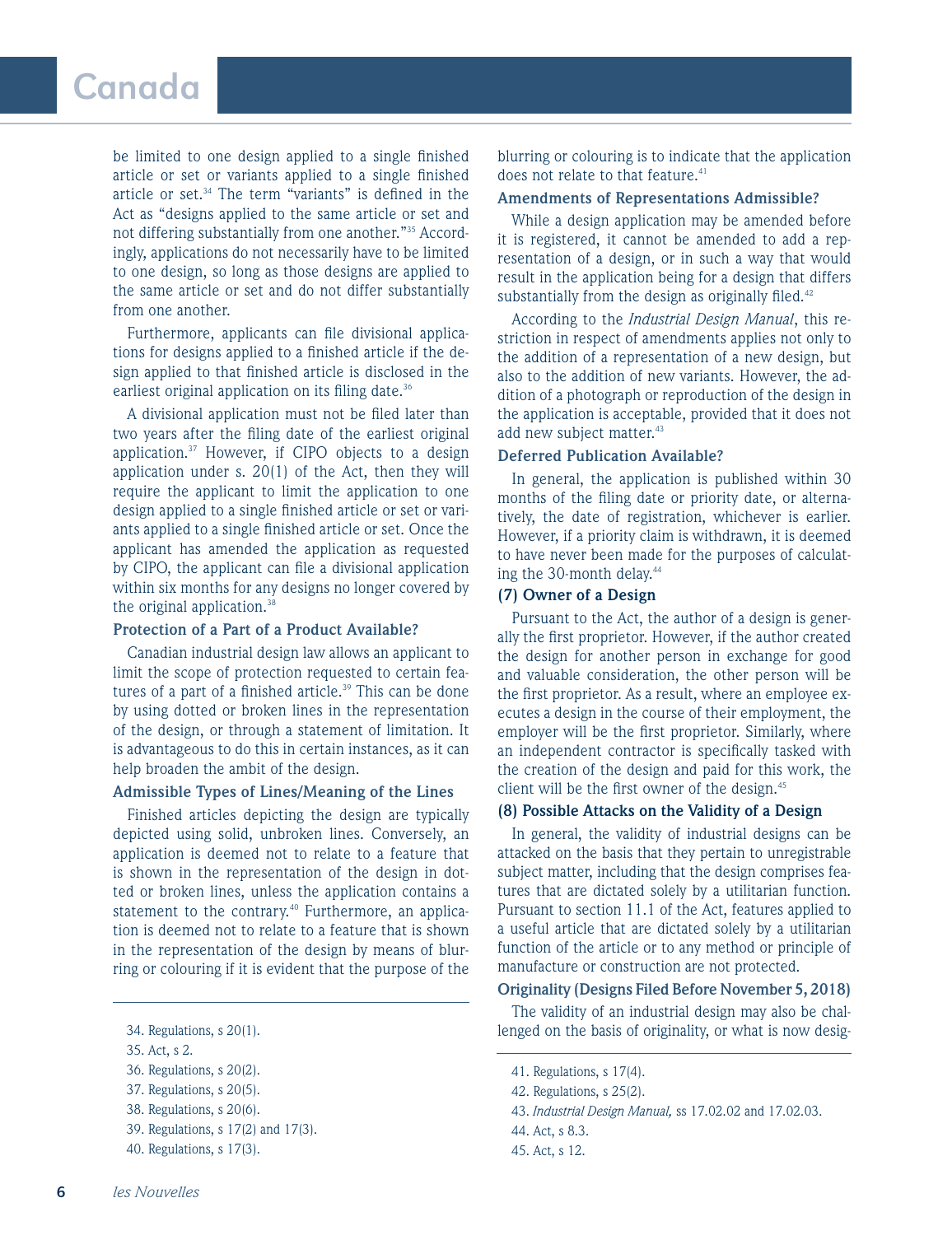be limited to one design applied to a single finished article or set or variants applied to a single finished article or set.[34] The term "variants" is defined in the Act as "designs applied to the same article or set and not differing substantially from one another."[35] Accordingly, applications do not necessarily have to be limited to one design, so long as those designs are applied to the same article or set and do not differ substantially from one another.

Furthermore, applicants can file divisional applications for designs applied to a finished article if the design applied to that finished article is disclosed in the earliest original application on its filing date.[36]

A divisional application must not be filed later than two years after the filing date of the earliest original application.[37] However, if CIPO objects to a design application under s. 20(1) of the Act, then they will require the applicant to limit the application to one design applied to a single finished article or set or variants applied to a single finished article or set. Once the applicant has amended the application as requested by CIPO, the applicant can file a divisional application within six months for any designs no longer covered by the original application.[38]

### Protection of a Part of a Product Available?

Canadian industrial design law allows an applicant to limit the scope of protection requested to certain features of a part of a finished article.[39] This can be done by using dotted or broken lines in the representation of the design, or through a statement of limitation. It is advantageous to do this in certain instances, as it can help broaden the ambit of the design.

### Admissible Types of Lines/Meaning of the Lines

Finished articles depicting the design are typically depicted using solid, unbroken lines. Conversely, an application is deemed not to relate to a feature that is shown in the representation of the design in dotted or broken lines, unless the application contains a statement to the contrary.[40] Furthermore, an application is deemed not to relate to a feature that is shown in the representation of the design by means of blurring or colouring if it is evident that the purpose of the blurring or colouring is to indicate that the application does not relate to that feature.[41]

### Amendments of Representations Admissible?

While a design application may be amended before it is registered, it cannot be amended to add a representation of a design, or in such a way that would result in the application being for a design that differs substantially from the design as originally filed.[42]

According to the *Industrial Design Manual*, this restriction in respect of amendments applies not only to the addition of a representation of a new design, but also to the addition of new variants. However, the addition of a photograph or reproduction of the design in the application is acceptable, provided that it does not add new subject matter.[43]

### Deferred Publication Available?

In general, the application is published within 30 months of the filing date or priority date, or alternatively, the date of registration, whichever is earlier. However, if a priority claim is withdrawn, it is deemed to have never been made for the purposes of calculating the 30-month delay.[44]

## (7) Owner of a Design

Pursuant to the Act, the author of a design is generally the first proprietor. However, if the author created the design for another person in exchange for good and valuable consideration, the other person will be the first proprietor. As a result, where an employee executes a design in the course of their employment, the employer will be the first proprietor. Similarly, where an independent contractor is specifically tasked with the creation of the design and paid for this work, the client will be the first owner of the design.[45]

## (8) Possible Attacks on the Validity of a Design

In general, the validity of industrial designs can be attacked on the basis that they pertain to unregistrable subject matter, including that the design comprises features that are dictated solely by a utilitarian function. Pursuant to section 11.1 of the Act, features applied to a useful article that are dictated solely by a utilitarian function of the article or to any method or principle of manufacture or construction are not protected.

### Originality (Designs Filed Before November 5, 2018)

The validity of an industrial design may also be challenged on the basis of originality, or what is now desig-

---

34. Regulations, s 20(1).
35. Act, s 2.
36. Regulations, s 20(2).
37. Regulations, s 20(5).
38. Regulations, s 20(6).
39. Regulations, s 17(2) and 17(3).
40. Regulations, s 17(3).
41. Regulations, s 17(4).
42. Regulations, s 25(2).
43. *Industrial Design Manual,* ss 17.02.02 and 17.02.03.
44. Act, s 8.3.
45. Act, s 12.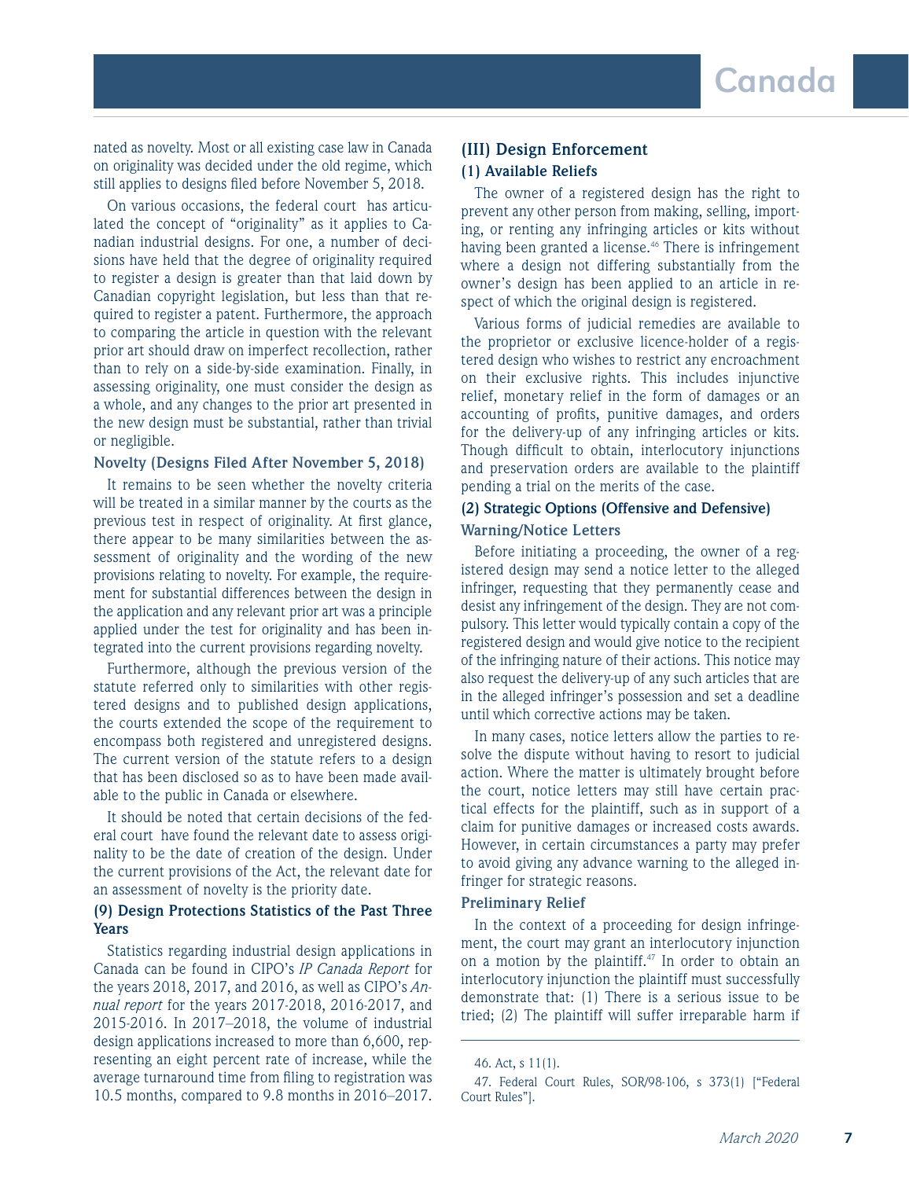nated as novelty. Most or all existing case law in Canada on originality was decided under the old regime, which still applies to designs filed before November 5, 2018.

On various occasions, the federal court has articulated the concept of "originality" as it applies to Canadian industrial designs. For one, a number of decisions have held that the degree of originality required to register a design is greater than that laid down by Canadian copyright legislation, but less than that required to register a patent. Furthermore, the approach to comparing the article in question with the relevant prior art should draw on imperfect recollection, rather than to rely on a side-by-side examination. Finally, in assessing originality, one must consider the design as a whole, and any changes to the prior art presented in the new design must be substantial, rather than trivial or negligible.

### Novelty (Designs Filed After November 5, 2018)

It remains to be seen whether the novelty criteria will be treated in a similar manner by the courts as the previous test in respect of originality. At first glance, there appear to be many similarities between the assessment of originality and the wording of the new provisions relating to novelty. For example, the requirement for substantial differences between the design in the application and any relevant prior art was a principle applied under the test for originality and has been integrated into the current provisions regarding novelty.

Furthermore, although the previous version of the statute referred only to similarities with other registered designs and to published design applications, the courts extended the scope of the requirement to encompass both registered and unregistered designs. The current version of the statute refers to a design that has been disclosed so as to have been made available to the public in Canada or elsewhere.

It should be noted that certain decisions of the federal court have found the relevant date to assess originality to be the date of creation of the design. Under the current provisions of the Act, the relevant date for an assessment of novelty is the priority date.

### (9) Design Protections Statistics of the Past Three Years

Statistics regarding industrial design applications in Canada can be found in CIPO's *IP Canada Report* for the years 2018, 2017, and 2016, as well as CIPO's *Annual report* for the years 2017-2018, 2016-2017, and 2015-2016. In 2017–2018, the volume of industrial design applications increased to more than 6,600, representing an eight percent rate of increase, while the average turnaround time from filing to registration was 10.5 months, compared to 9.8 months in 2016–2017.

## (III) Design Enforcement

### (1) Available Reliefs

The owner of a registered design has the right to prevent any other person from making, selling, importing, or renting any infringing articles or kits without having been granted a license.[46] There is infringement where a design not differing substantially from the owner's design has been applied to an article in respect of which the original design is registered.

Various forms of judicial remedies are available to the proprietor or exclusive licence-holder of a registered design who wishes to restrict any encroachment on their exclusive rights. This includes injunctive relief, monetary relief in the form of damages or an accounting of profits, punitive damages, and orders for the delivery-up of any infringing articles or kits. Though difficult to obtain, interlocutory injunctions and preservation orders are available to the plaintiff pending a trial on the merits of the case.

### (2) Strategic Options (Offensive and Defensive)

#### Warning/Notice Letters

Before initiating a proceeding, the owner of a registered design may send a notice letter to the alleged infringer, requesting that they permanently cease and desist any infringement of the design. They are not compulsory. This letter would typically contain a copy of the registered design and would give notice to the recipient of the infringing nature of their actions. This notice may also request the delivery-up of any such articles that are in the alleged infringer's possession and set a deadline until which corrective actions may be taken.

In many cases, notice letters allow the parties to resolve the dispute without having to resort to judicial action. Where the matter is ultimately brought before the court, notice letters may still have certain practical effects for the plaintiff, such as in support of a claim for punitive damages or increased costs awards. However, in certain circumstances a party may prefer to avoid giving any advance warning to the alleged infringer for strategic reasons.

#### Preliminary Relief

In the context of a proceeding for design infringement, the court may grant an interlocutory injunction on a motion by the plaintiff.[47] In order to obtain an interlocutory injunction the plaintiff must successfully demonstrate that: (1) There is a serious issue to be tried; (2) The plaintiff will suffer irreparable harm if

---

46. Act, s 11(1).

47. Federal Court Rules, SOR/98-106, s 373(1) ["Federal Court Rules"].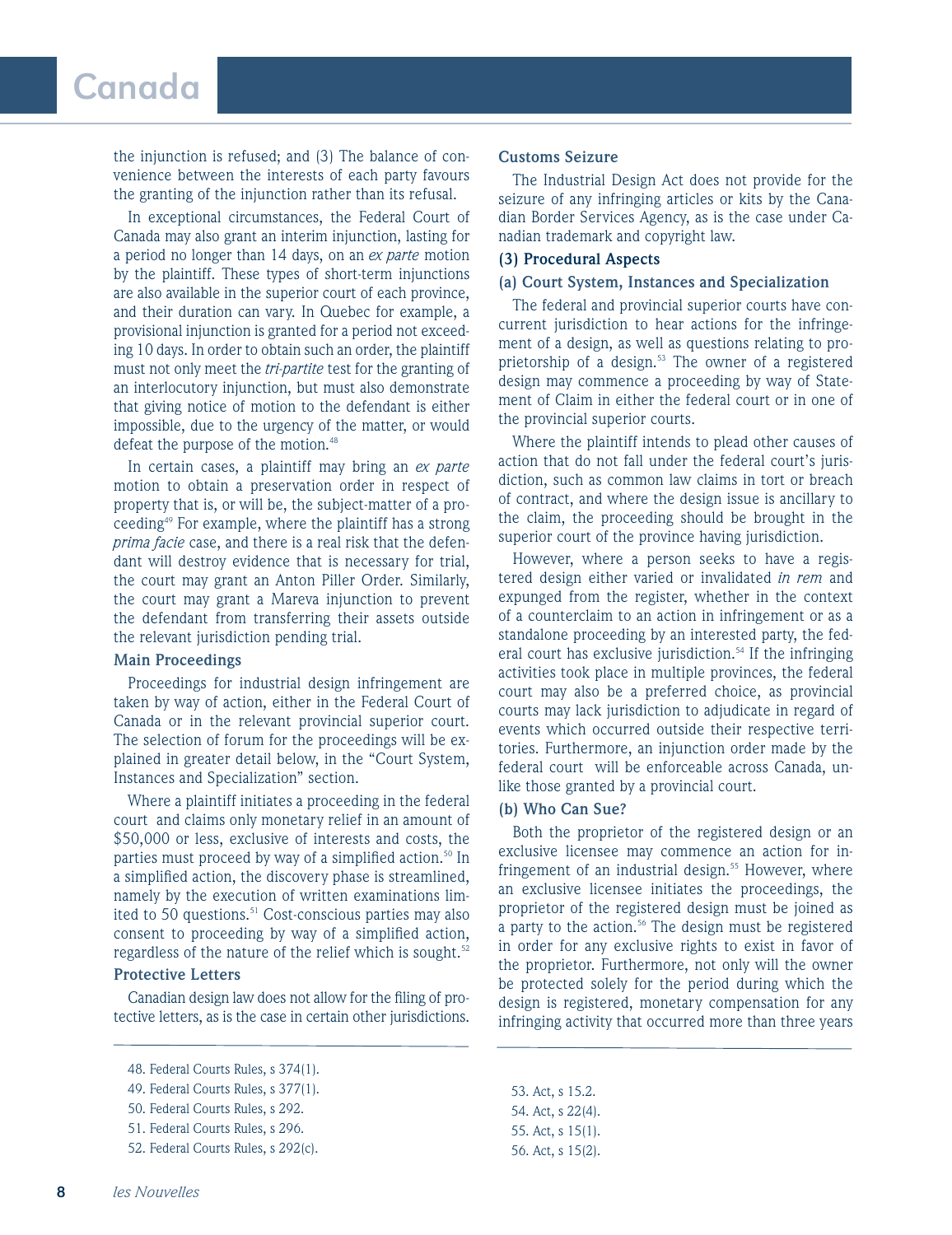the injunction is refused; and (3) The balance of convenience between the interests of each party favours the granting of the injunction rather than its refusal.

In exceptional circumstances, the Federal Court of Canada may also grant an interim injunction, lasting for a period no longer than 14 days, on an *ex parte* motion by the plaintiff. These types of short-term injunctions are also available in the superior court of each province, and their duration can vary. In Quebec for example, a provisional injunction is granted for a period not exceeding 10 days. In order to obtain such an order, the plaintiff must not only meet the *tri-partite* test for the granting of an interlocutory injunction, but must also demonstrate that giving notice of motion to the defendant is either impossible, due to the urgency of the matter, or would defeat the purpose of the motion.[48]

In certain cases, a plaintiff may bring an *ex parte* motion to obtain a preservation order in respect of property that is, or will be, the subject-matter of a proceeding[49] For example, where the plaintiff has a strong *prima facie* case, and there is a real risk that the defendant will destroy evidence that is necessary for trial, the court may grant an Anton Piller Order. Similarly, the court may grant a Mareva injunction to prevent the defendant from transferring their assets outside the relevant jurisdiction pending trial.

**Main Proceedings**

Proceedings for industrial design infringement are taken by way of action, either in the Federal Court of Canada or in the relevant provincial superior court. The selection of forum for the proceedings will be explained in greater detail below, in the "Court System, Instances and Specialization" section.

Where a plaintiff initiates a proceeding in the federal court and claims only monetary relief in an amount of $50,000 or less, exclusive of interests and costs, the parties must proceed by way of a simplified action.[50] In a simplified action, the discovery phase is streamlined, namely by the execution of written examinations limited to 50 questions.[51] Cost-conscious parties may also consent to proceeding by way of a simplified action, regardless of the nature of the relief which is sought.[52]

**Protective Letters**

Canadian design law does not allow for the filing of protective letters, as is the case in certain other jurisdictions.

**Customs Seizure**

The Industrial Design Act does not provide for the seizure of any infringing articles or kits by the Canadian Border Services Agency, as is the case under Canadian trademark and copyright law.

### (3) Procedural Aspects

#### (a) Court System, Instances and Specialization

The federal and provincial superior courts have concurrent jurisdiction to hear actions for the infringement of a design, as well as questions relating to proprietorship of a design.[53] The owner of a registered design may commence a proceeding by way of Statement of Claim in either the federal court or in one of the provincial superior courts.

Where the plaintiff intends to plead other causes of action that do not fall under the federal court's jurisdiction, such as common law claims in tort or breach of contract, and where the design issue is ancillary to the claim, the proceeding should be brought in the superior court of the province having jurisdiction.

However, where a person seeks to have a registered design either varied or invalidated *in rem* and expunged from the register, whether in the context of a counterclaim to an action in infringement or as a standalone proceeding by an interested party, the federal court has exclusive jurisdiction.[54] If the infringing activities took place in multiple provinces, the federal court may also be a preferred choice, as provincial courts may lack jurisdiction to adjudicate in regard of events which occurred outside their respective territories. Furthermore, an injunction order made by the federal court will be enforceable across Canada, unlike those granted by a provincial court.

#### (b) Who Can Sue?

Both the proprietor of the registered design or an exclusive licensee may commence an action for infringement of an industrial design.[55] However, where an exclusive licensee initiates the proceedings, the proprietor of the registered design must be joined as a party to the action.[56] The design must be registered in order for any exclusive rights to exist in favor of the proprietor. Furthermore, not only will the owner be protected solely for the period during which the design is registered, monetary compensation for any infringing activity that occurred more than three years

---

48. Federal Courts Rules, s 374(1).
49. Federal Courts Rules, s 377(1).
50. Federal Courts Rules, s 292.
51. Federal Courts Rules, s 296.
52. Federal Courts Rules, s 292(c).
53. Act, s 15.2.
54. Act, s 22(4).
55. Act, s 15(1).
56. Act, s 15(2).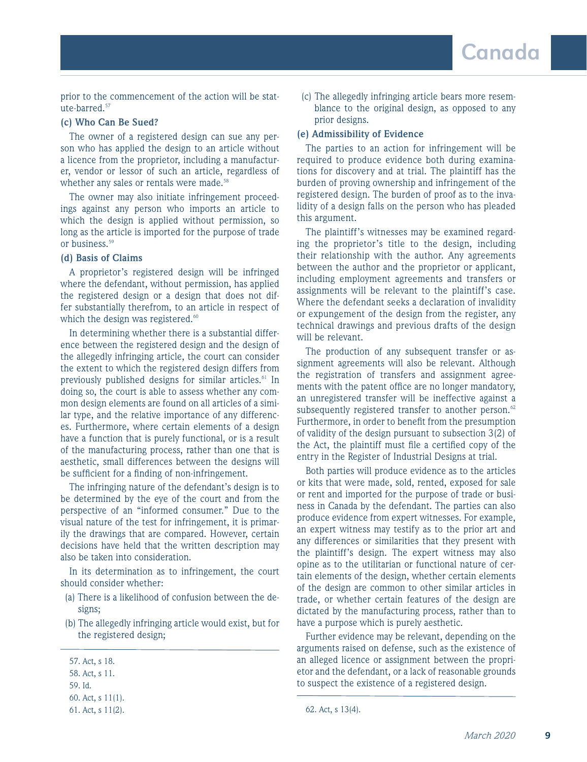prior to the commencement of the action will be statute-barred.[57]

### (c) Who Can Be Sued?

The owner of a registered design can sue any person who has applied the design to an article without a licence from the proprietor, including a manufacturer, vendor or lessor of such an article, regardless of whether any sales or rentals were made.[58]

The owner may also initiate infringement proceedings against any person who imports an article to which the design is applied without permission, so long as the article is imported for the purpose of trade or business.[59]

### (d) Basis of Claims

A proprietor's registered design will be infringed where the defendant, without permission, has applied the registered design or a design that does not differ substantially therefrom, to an article in respect of which the design was registered.[60]

In determining whether there is a substantial difference between the registered design and the design of the allegedly infringing article, the court can consider the extent to which the registered design differs from previously published designs for similar articles.[61] In doing so, the court is able to assess whether any common design elements are found on all articles of a similar type, and the relative importance of any differences. Furthermore, where certain elements of a design have a function that is purely functional, or is a result of the manufacturing process, rather than one that is aesthetic, small differences between the designs will be sufficient for a finding of non-infringement.

The infringing nature of the defendant's design is to be determined by the eye of the court and from the perspective of an "informed consumer." Due to the visual nature of the test for infringement, it is primarily the drawings that are compared. However, certain decisions have held that the written description may also be taken into consideration.

In its determination as to infringement, the court should consider whether:

(a) There is a likelihood of confusion between the designs;

(b) The allegedly infringing article would exist, but for the registered design;

(c) The allegedly infringing article bears more resemblance to the original design, as opposed to any prior designs.

### (e) Admissibility of Evidence

The parties to an action for infringement will be required to produce evidence both during examinations for discovery and at trial. The plaintiff has the burden of proving ownership and infringement of the registered design. The burden of proof as to the invalidity of a design falls on the person who has pleaded this argument.

The plaintiff's witnesses may be examined regarding the proprietor's title to the design, including their relationship with the author. Any agreements between the author and the proprietor or applicant, including employment agreements and transfers or assignments will be relevant to the plaintiff's case. Where the defendant seeks a declaration of invalidity or expungement of the design from the register, any technical drawings and previous drafts of the design will be relevant.

The production of any subsequent transfer or assignment agreements will also be relevant. Although the registration of transfers and assignment agreements with the patent office are no longer mandatory, an unregistered transfer will be ineffective against a subsequently registered transfer to another person.[62] Furthermore, in order to benefit from the presumption of validity of the design pursuant to subsection 3(2) of the Act, the plaintiff must file a certified copy of the entry in the Register of Industrial Designs at trial.

Both parties will produce evidence as to the articles or kits that were made, sold, rented, exposed for sale or rent and imported for the purpose of trade or business in Canada by the defendant. The parties can also produce evidence from expert witnesses. For example, an expert witness may testify as to the prior art and any differences or similarities that they present with the plaintiff's design. The expert witness may also opine as to the utilitarian or functional nature of certain elements of the design, whether certain elements of the design are common to other similar articles in trade, or whether certain features of the design are dictated by the manufacturing process, rather than to have a purpose which is purely aesthetic.

Further evidence may be relevant, depending on the arguments raised on defense, such as the existence of an alleged licence or assignment between the proprietor and the defendant, or a lack of reasonable grounds to suspect the existence of a registered design.

---

57. Act, s 18.
58. Act, s 11.
59. Id.
60. Act, s 11(1).
61. Act, s 11(2).
62. Act, s 13(4).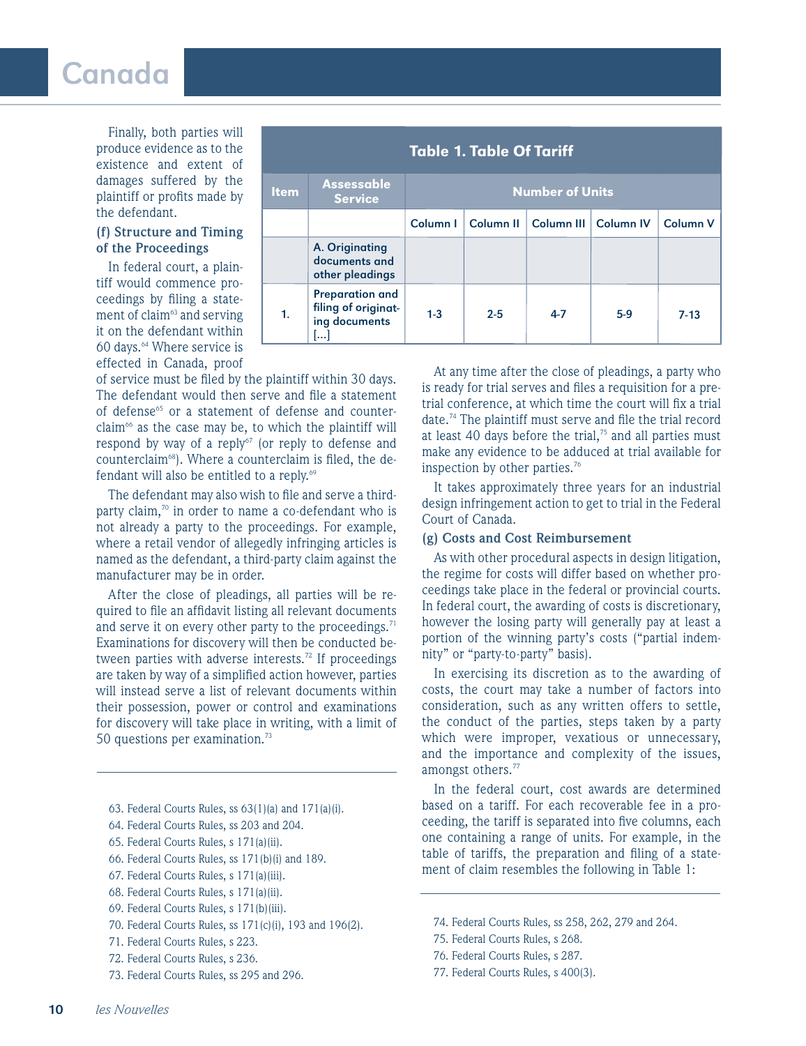Finally, both parties will produce evidence as to the existence and extent of damages suffered by the plaintiff or profits made by the defendant.

### (f) Structure and Timing of the Proceedings

In federal court, a plaintiff would commence proceedings by filing a statement of claim[63] and serving it on the defendant within 60 days.[64] Where service is effected in Canada, proof of service must be filed by the plaintiff within 30 days. The defendant would then serve and file a statement of defense[65] or a statement of defense and counterclaim[66] as the case may be, to which the plaintiff will respond by way of a reply[67] (or reply to defense and counterclaim[68]). Where a counterclaim is filed, the defendant will also be entitled to a reply.[69]

The defendant may also wish to file and serve a third-party claim,[70] in order to name a co-defendant who is not already a party to the proceedings. For example, where a retail vendor of allegedly infringing articles is named as the defendant, a third-party claim against the manufacturer may be in order.

After the close of pleadings, all parties will be required to file an affidavit listing all relevant documents and serve it on every other party to the proceedings.[71] Examinations for discovery will then be conducted between parties with adverse interests.[72] If proceedings are taken by way of a simplified action however, parties will instead serve a list of relevant documents within their possession, power or control and examinations for discovery will take place in writing, with a limit of 50 questions per examination.[73]

At any time after the close of pleadings, a party who is ready for trial serves and files a requisition for a pre-trial conference, at which time the court will fix a trial date.[74] The plaintiff must serve and file the trial record at least 40 days before the trial,[75] and all parties must make any evidence to be adduced at trial available for inspection by other parties.[76]

It takes approximately three years for an industrial design infringement action to get to trial in the Federal Court of Canada.

### (g) Costs and Cost Reimbursement

As with other procedural aspects in design litigation, the regime for costs will differ based on whether proceedings take place in the federal or provincial courts. In federal court, the awarding of costs is discretionary, however the losing party will generally pay at least a portion of the winning party's costs ("partial indemnity" or "party-to-party" basis).

In exercising its discretion as to the awarding of costs, the court may take a number of factors into consideration, such as any written offers to settle, the conduct of the parties, steps taken by a party which were improper, vexatious or unnecessary, and the importance and complexity of the issues, amongst others.[77]

In the federal court, cost awards are determined based on a tariff. For each recoverable fee in a proceeding, the tariff is separated into five columns, each one containing a range of units. For example, in the table of tariffs, the preparation and filing of a statement of claim resembles the following in Table 1:

**Table 1. Table Of Tariff**

| Item | Assessable Service | Number of Units | | | | |
|---|---|---|---|---|---|---|
| | | Column I | Column II | Column III | Column IV | Column V |
| | A. Originating documents and other pleadings | | | | | |
| 1. | Preparation and filing of originating documents [...] | 1-3 | 2-5 | 4-7 | 5-9 | 7-13 |

63. Federal Courts Rules, ss 63(1)(a) and 171(a)(i).
64. Federal Courts Rules, ss 203 and 204.
65. Federal Courts Rules, s 171(a)(ii).
66. Federal Courts Rules, ss 171(b)(i) and 189.
67. Federal Courts Rules, s 171(a)(iii).
68. Federal Courts Rules, s 171(a)(ii).
69. Federal Courts Rules, s 171(b)(iii).
70. Federal Courts Rules, ss 171(c)(i), 193 and 196(2).
71. Federal Courts Rules, s 223.
72. Federal Courts Rules, s 236.
73. Federal Courts Rules, ss 295 and 296.
74. Federal Courts Rules, ss 258, 262, 279 and 264.
75. Federal Courts Rules, s 268.
76. Federal Courts Rules, s 287.
77. Federal Courts Rules, s 400(3).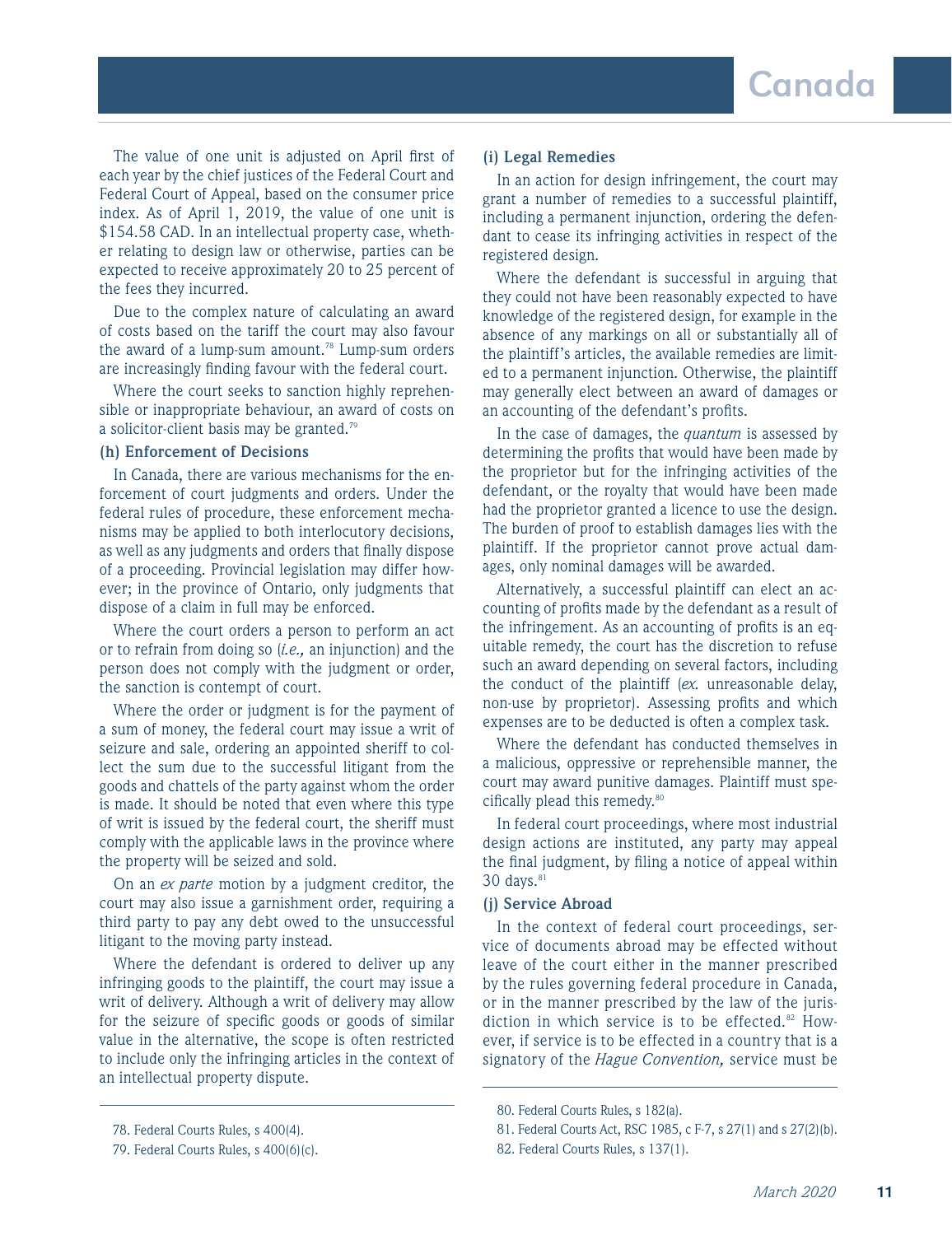The value of one unit is adjusted on April first of each year by the chief justices of the Federal Court and Federal Court of Appeal, based on the consumer price index. As of April 1, 2019, the value of one unit is $154.58 CAD. In an intellectual property case, whether relating to design law or otherwise, parties can be expected to receive approximately 20 to 25 percent of the fees they incurred.

Due to the complex nature of calculating an award of costs based on the tariff the court may also favour the award of a lump-sum amount.[78] Lump-sum orders are increasingly finding favour with the federal court.

Where the court seeks to sanction highly reprehensible or inappropriate behaviour, an award of costs on a solicitor-client basis may be granted.[79]

### (h) Enforcement of Decisions

In Canada, there are various mechanisms for the enforcement of court judgments and orders. Under the federal rules of procedure, these enforcement mechanisms may be applied to both interlocutory decisions, as well as any judgments and orders that finally dispose of a proceeding. Provincial legislation may differ however; in the province of Ontario, only judgments that dispose of a claim in full may be enforced.

Where the court orders a person to perform an act or to refrain from doing so (*i.e.,* an injunction) and the person does not comply with the judgment or order, the sanction is contempt of court.

Where the order or judgment is for the payment of a sum of money, the federal court may issue a writ of seizure and sale, ordering an appointed sheriff to collect the sum due to the successful litigant from the goods and chattels of the party against whom the order is made. It should be noted that even where this type of writ is issued by the federal court, the sheriff must comply with the applicable laws in the province where the property will be seized and sold.

On an *ex parte* motion by a judgment creditor, the court may also issue a garnishment order, requiring a third party to pay any debt owed to the unsuccessful litigant to the moving party instead.

Where the defendant is ordered to deliver up any infringing goods to the plaintiff, the court may issue a writ of delivery. Although a writ of delivery may allow for the seizure of specific goods or goods of similar value in the alternative, the scope is often restricted to include only the infringing articles in the context of an intellectual property dispute.

### (i) Legal Remedies

In an action for design infringement, the court may grant a number of remedies to a successful plaintiff, including a permanent injunction, ordering the defendant to cease its infringing activities in respect of the registered design.

Where the defendant is successful in arguing that they could not have been reasonably expected to have knowledge of the registered design, for example in the absence of any markings on all or substantially all of the plaintiff's articles, the available remedies are limited to a permanent injunction. Otherwise, the plaintiff may generally elect between an award of damages or an accounting of the defendant's profits.

In the case of damages, the *quantum* is assessed by determining the profits that would have been made by the proprietor but for the infringing activities of the defendant, or the royalty that would have been made had the proprietor granted a licence to use the design. The burden of proof to establish damages lies with the plaintiff. If the proprietor cannot prove actual damages, only nominal damages will be awarded.

Alternatively, a successful plaintiff can elect an accounting of profits made by the defendant as a result of the infringement. As an accounting of profits is an equitable remedy, the court has the discretion to refuse such an award depending on several factors, including the conduct of the plaintiff (*ex.* unreasonable delay, non-use by proprietor). Assessing profits and which expenses are to be deducted is often a complex task.

Where the defendant has conducted themselves in a malicious, oppressive or reprehensible manner, the court may award punitive damages. Plaintiff must specifically plead this remedy.[80]

In federal court proceedings, where most industrial design actions are instituted, any party may appeal the final judgment, by filing a notice of appeal within 30 days.[81]

### (j) Service Abroad

In the context of federal court proceedings, service of documents abroad may be effected without leave of the court either in the manner prescribed by the rules governing federal procedure in Canada, or in the manner prescribed by the law of the jurisdiction in which service is to be effected.[82] However, if service is to be effected in a country that is a signatory of the *Hague Convention,* service must be

---

78. Federal Courts Rules, s 400(4).

79. Federal Courts Rules, s 400(6)(c).

80. Federal Courts Rules, s 182(a).

81. Federal Courts Act, RSC 1985, c F-7, s 27(1) and s 27(2)(b).

82. Federal Courts Rules, s 137(1).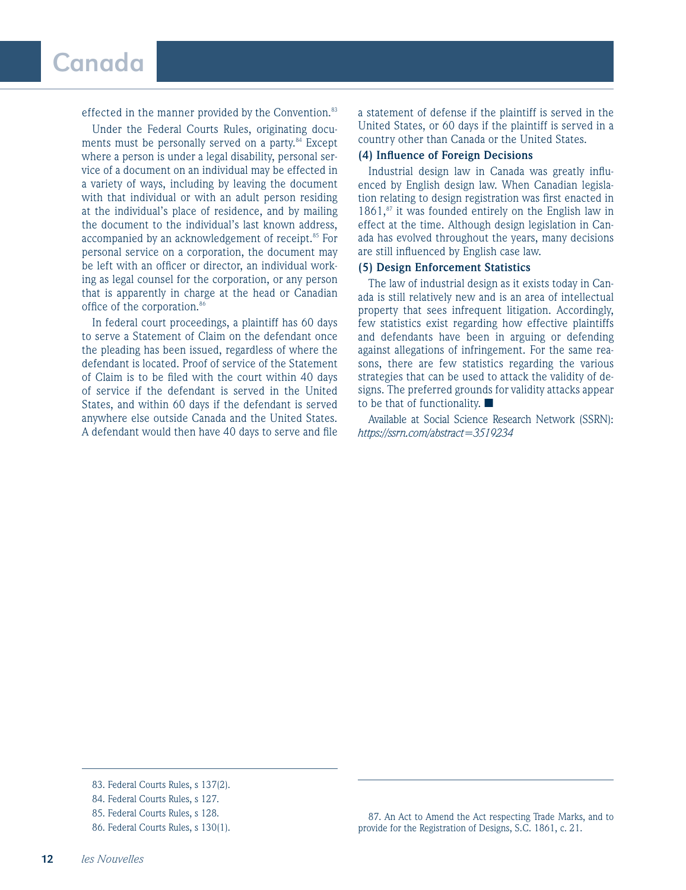effected in the manner provided by the Convention.[83]

Under the Federal Courts Rules, originating documents must be personally served on a party.[84] Except where a person is under a legal disability, personal service of a document on an individual may be effected in a variety of ways, including by leaving the document with that individual or with an adult person residing at the individual's place of residence, and by mailing the document to the individual's last known address, accompanied by an acknowledgement of receipt.[85] For personal service on a corporation, the document may be left with an officer or director, an individual working as legal counsel for the corporation, or any person that is apparently in charge at the head or Canadian office of the corporation.[86]

In federal court proceedings, a plaintiff has 60 days to serve a Statement of Claim on the defendant once the pleading has been issued, regardless of where the defendant is located. Proof of service of the Statement of Claim is to be filed with the court within 40 days of service if the defendant is served in the United States, and within 60 days if the defendant is served anywhere else outside Canada and the United States. A defendant would then have 40 days to serve and file a statement of defense if the plaintiff is served in the United States, or 60 days if the plaintiff is served in a country other than Canada or the United States.

### (4) Influence of Foreign Decisions

Industrial design law in Canada was greatly influenced by English design law. When Canadian legislation relating to design registration was first enacted in 1861,[87] it was founded entirely on the English law in effect at the time. Although design legislation in Canada has evolved throughout the years, many decisions are still influenced by English case law.

### (5) Design Enforcement Statistics

The law of industrial design as it exists today in Canada is still relatively new and is an area of intellectual property that sees infrequent litigation. Accordingly, few statistics exist regarding how effective plaintiffs and defendants have been in arguing or defending against allegations of infringement. For the same reasons, there are few statistics regarding the various strategies that can be used to attack the validity of designs. The preferred grounds for validity attacks appear to be that of functionality. ■

Available at Social Science Research Network (SSRN): *https://ssrn.com/abstract=3519234*

---

83. Federal Courts Rules, s 137(2).

84. Federal Courts Rules, s 127.

85. Federal Courts Rules, s 128.

86. Federal Courts Rules, s 130(1).

87. An Act to Amend the Act respecting Trade Marks, and to provide for the Registration of Designs, S.C. 1861, c. 21.